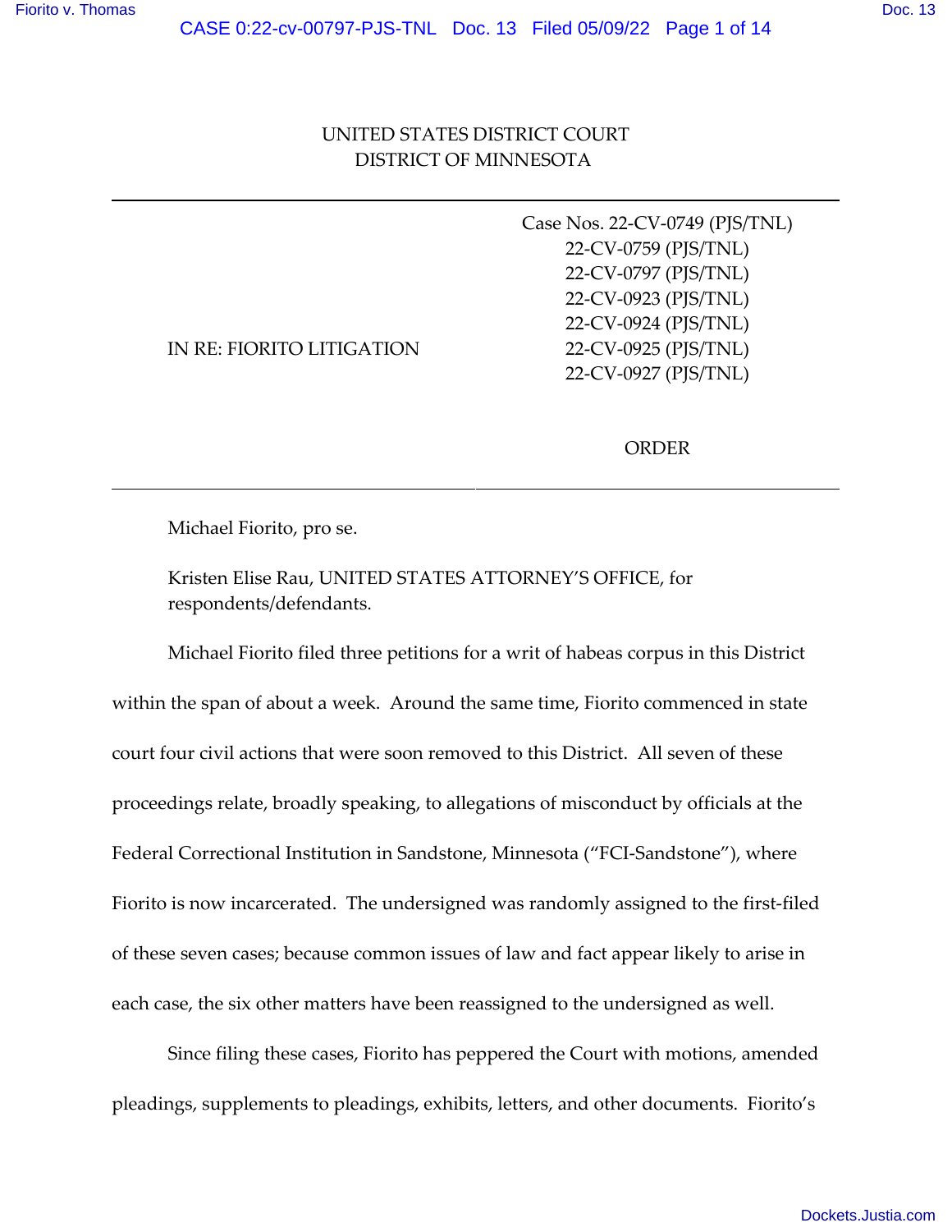UNITED STATES DISTRICT COURT
DISTRICT OF MINNESOTA

---

IN RE: FIORITO LITIGATION

Case Nos. 22-CV-0749 (PJS/TNL)
22-CV-0759 (PJS/TNL)
22-CV-0797 (PJS/TNL)
22-CV-0923 (PJS/TNL)
22-CV-0924 (PJS/TNL)
22-CV-0925 (PJS/TNL)
22-CV-0927 (PJS/TNL)

ORDER

---

Michael Fiorito, pro se.

Kristen Elise Rau, UNITED STATES ATTORNEY'S OFFICE, for respondents/defendants.

Michael Fiorito filed three petitions for a writ of habeas corpus in this District within the span of about a week. Around the same time, Fiorito commenced in state court four civil actions that were soon removed to this District. All seven of these proceedings relate, broadly speaking, to allegations of misconduct by officials at the Federal Correctional Institution in Sandstone, Minnesota ("FCI-Sandstone"), where Fiorito is now incarcerated. The undersigned was randomly assigned to the first-filed of these seven cases; because common issues of law and fact appear likely to arise in each case, the six other matters have been reassigned to the undersigned as well.

Since filing these cases, Fiorito has peppered the Court with motions, amended pleadings, supplements to pleadings, exhibits, letters, and other documents. Fiorito's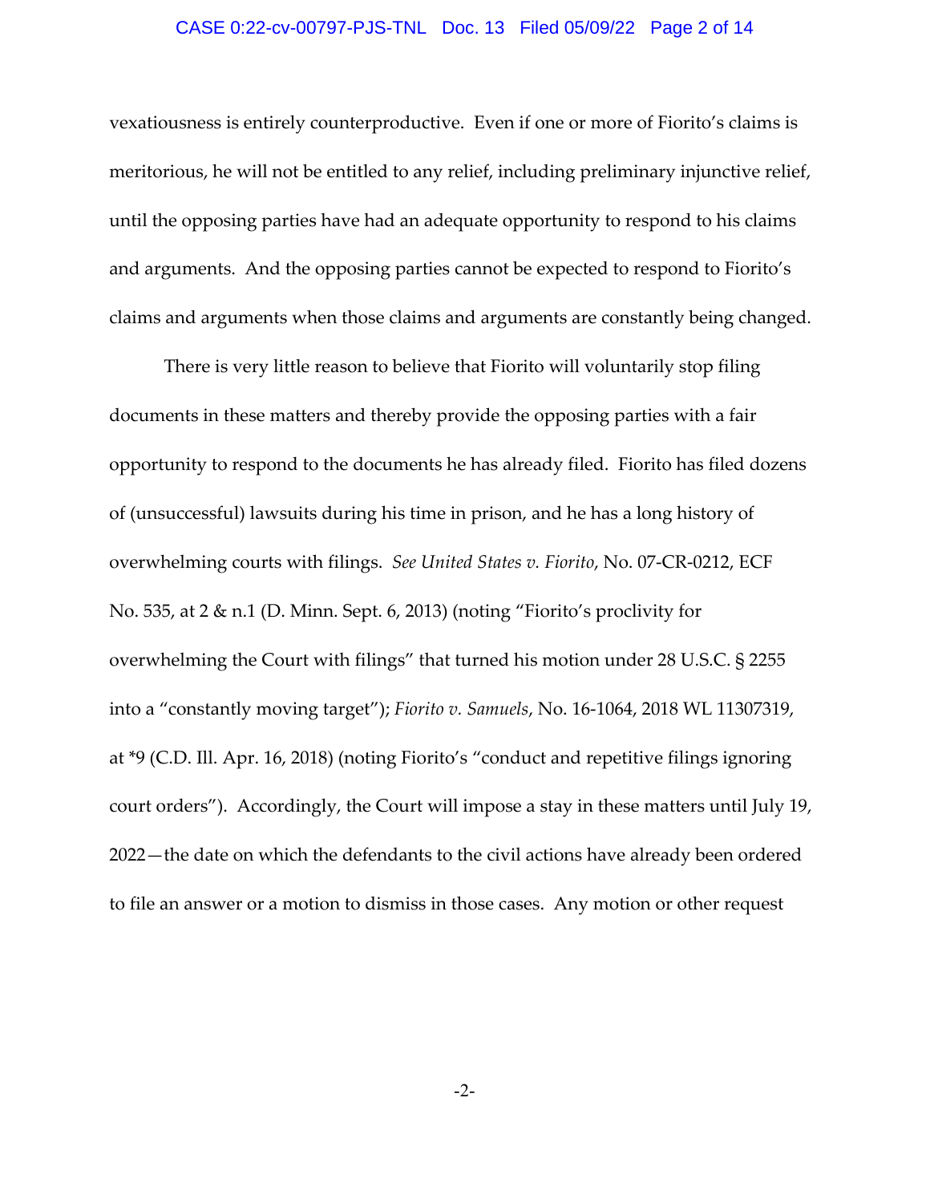vexatiousness is entirely counterproductive. Even if one or more of Fiorito's claims is meritorious, he will not be entitled to any relief, including preliminary injunctive relief, until the opposing parties have had an adequate opportunity to respond to his claims and arguments. And the opposing parties cannot be expected to respond to Fiorito's claims and arguments when those claims and arguments are constantly being changed.

There is very little reason to believe that Fiorito will voluntarily stop filing documents in these matters and thereby provide the opposing parties with a fair opportunity to respond to the documents he has already filed. Fiorito has filed dozens of (unsuccessful) lawsuits during his time in prison, and he has a long history of overwhelming courts with filings. *See United States v. Fiorito*, No. 07-CR-0212, ECF No. 535, at 2 & n.1 (D. Minn. Sept. 6, 2013) (noting "Fiorito's proclivity for overwhelming the Court with filings" that turned his motion under 28 U.S.C. § 2255 into a "constantly moving target"); *Fiorito v. Samuels*, No. 16-1064, 2018 WL 11307319, at *9 (C.D. Ill. Apr. 16, 2018) (noting Fiorito's "conduct and repetitive filings ignoring court orders"). Accordingly, the Court will impose a stay in these matters until July 19, 2022—the date on which the defendants to the civil actions have already been ordered to file an answer or a motion to dismiss in those cases. Any motion or other request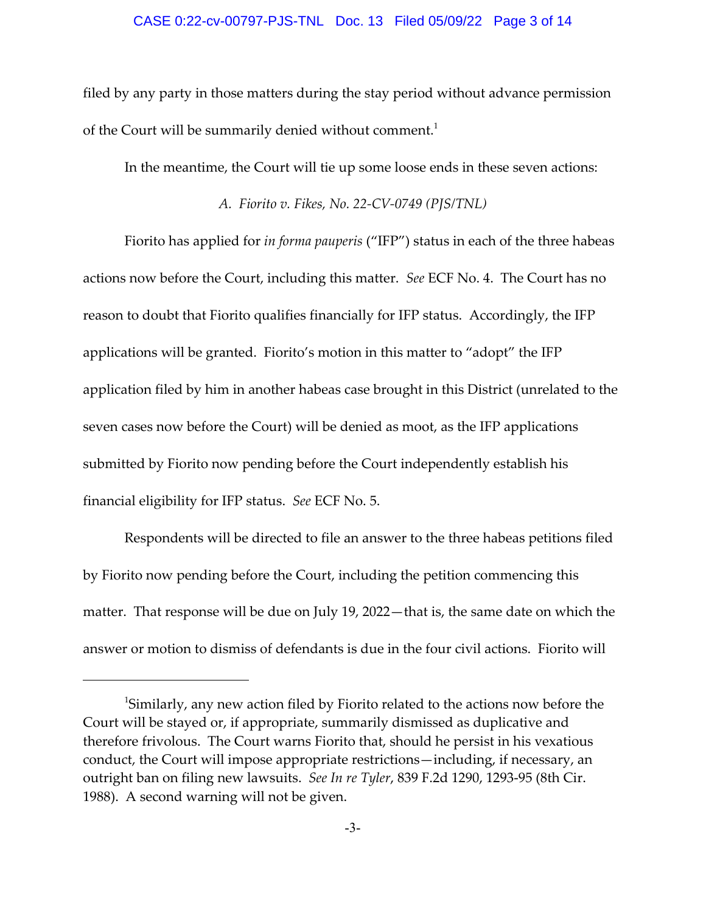filed by any party in those matters during the stay period without advance permission of the Court will be summarily denied without comment.[1]

In the meantime, the Court will tie up some loose ends in these seven actions:

*A. Fiorito v. Fikes, No. 22-CV-0749 (PJS/TNL)*

Fiorito has applied for *in forma pauperis* ("IFP") status in each of the three habeas actions now before the Court, including this matter. *See* ECF No. 4. The Court has no reason to doubt that Fiorito qualifies financially for IFP status. Accordingly, the IFP applications will be granted. Fiorito's motion in this matter to "adopt" the IFP application filed by him in another habeas case brought in this District (unrelated to the seven cases now before the Court) will be denied as moot, as the IFP applications submitted by Fiorito now pending before the Court independently establish his financial eligibility for IFP status. *See* ECF No. 5.

Respondents will be directed to file an answer to the three habeas petitions filed by Fiorito now pending before the Court, including the petition commencing this matter. That response will be due on July 19, 2022—that is, the same date on which the answer or motion to dismiss of defendants is due in the four civil actions. Fiorito will

---

[1]Similarly, any new action filed by Fiorito related to the actions now before the Court will be stayed or, if appropriate, summarily dismissed as duplicative and therefore frivolous. The Court warns Fiorito that, should he persist in his vexatious conduct, the Court will impose appropriate restrictions—including, if necessary, an outright ban on filing new lawsuits. *See In re Tyler*, 839 F.2d 1290, 1293-95 (8th Cir. 1988). A second warning will not be given.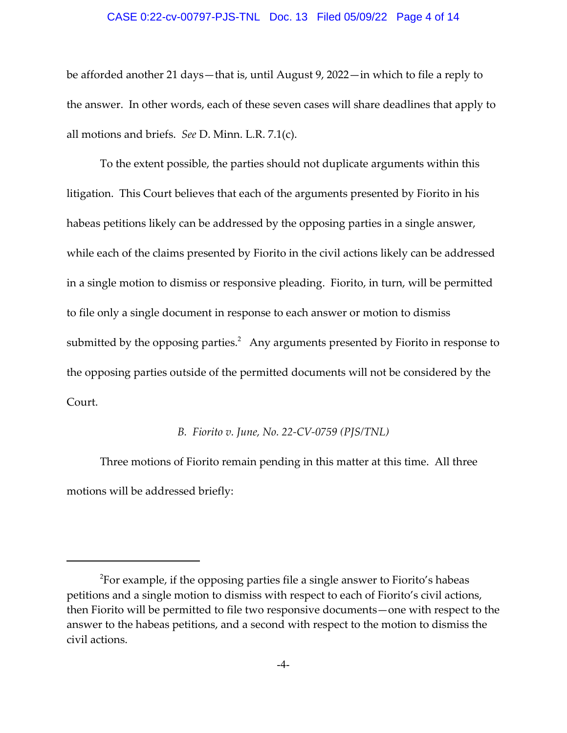be afforded another 21 days—that is, until August 9, 2022—in which to file a reply to the answer. In other words, each of these seven cases will share deadlines that apply to all motions and briefs. *See* D. Minn. L.R. 7.1(c).

To the extent possible, the parties should not duplicate arguments within this litigation. This Court believes that each of the arguments presented by Fiorito in his habeas petitions likely can be addressed by the opposing parties in a single answer, while each of the claims presented by Fiorito in the civil actions likely can be addressed in a single motion to dismiss or responsive pleading. Fiorito, in turn, will be permitted to file only a single document in response to each answer or motion to dismiss submitted by the opposing parties.[2] Any arguments presented by Fiorito in response to the opposing parties outside of the permitted documents will not be considered by the Court.

### B. *Fiorito v. June, No. 22-CV-0759 (PJS/TNL)*

Three motions of Fiorito remain pending in this matter at this time. All three motions will be addressed briefly:

---

[2]For example, if the opposing parties file a single answer to Fiorito's habeas petitions and a single motion to dismiss with respect to each of Fiorito's civil actions, then Fiorito will be permitted to file two responsive documents—one with respect to the answer to the habeas petitions, and a second with respect to the motion to dismiss the civil actions.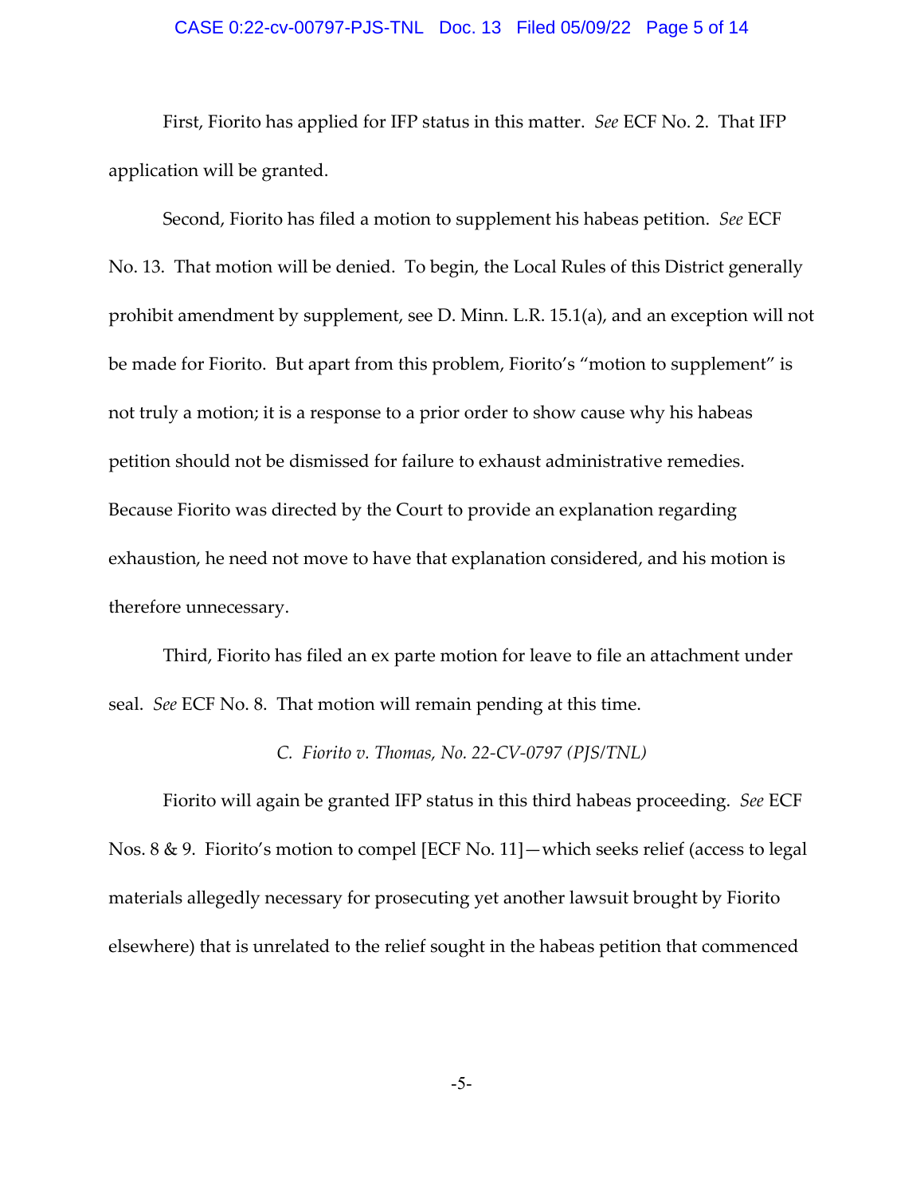First, Fiorito has applied for IFP status in this matter. *See* ECF No. 2. That IFP application will be granted.

Second, Fiorito has filed a motion to supplement his habeas petition. *See* ECF No. 13. That motion will be denied. To begin, the Local Rules of this District generally prohibit amendment by supplement, see D. Minn. L.R. 15.1(a), and an exception will not be made for Fiorito. But apart from this problem, Fiorito's "motion to supplement" is not truly a motion; it is a response to a prior order to show cause why his habeas petition should not be dismissed for failure to exhaust administrative remedies. Because Fiorito was directed by the Court to provide an explanation regarding exhaustion, he need not move to have that explanation considered, and his motion is therefore unnecessary.

Third, Fiorito has filed an ex parte motion for leave to file an attachment under seal. *See* ECF No. 8. That motion will remain pending at this time.

*C. Fiorito v. Thomas, No. 22-CV-0797 (PJS/TNL)*

Fiorito will again be granted IFP status in this third habeas proceeding. *See* ECF Nos. 8 & 9. Fiorito's motion to compel [ECF No. 11]—which seeks relief (access to legal materials allegedly necessary for prosecuting yet another lawsuit brought by Fiorito elsewhere) that is unrelated to the relief sought in the habeas petition that commenced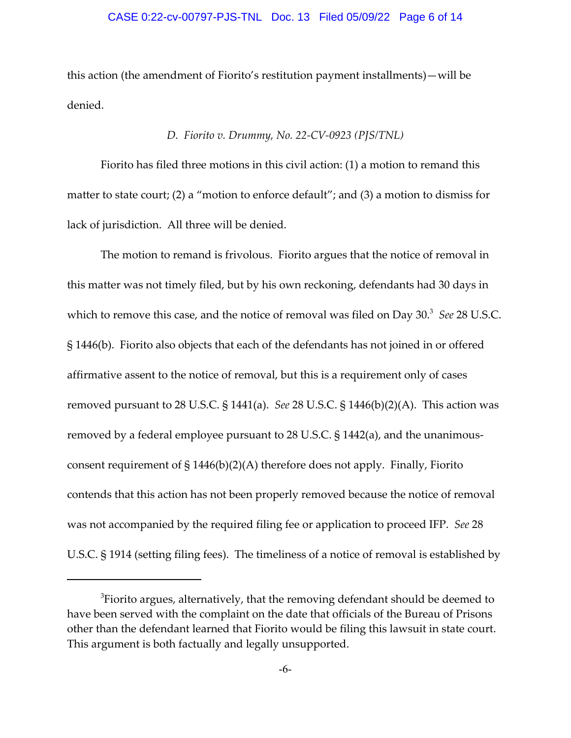this action (the amendment of Fiorito's restitution payment installments)—will be denied.

### *D. Fiorito v. Drummy, No. 22-CV-0923 (PJS/TNL)*

Fiorito has filed three motions in this civil action: (1) a motion to remand this matter to state court; (2) a "motion to enforce default"; and (3) a motion to dismiss for lack of jurisdiction. All three will be denied.

The motion to remand is frivolous. Fiorito argues that the notice of removal in this matter was not timely filed, but by his own reckoning, defendants had 30 days in which to remove this case, and the notice of removal was filed on Day 30.[3] *See* 28 U.S.C. § 1446(b). Fiorito also objects that each of the defendants has not joined in or offered affirmative assent to the notice of removal, but this is a requirement only of cases removed pursuant to 28 U.S.C. § 1441(a). *See* 28 U.S.C. § 1446(b)(2)(A). This action was removed by a federal employee pursuant to 28 U.S.C. § 1442(a), and the unanimous-consent requirement of § 1446(b)(2)(A) therefore does not apply. Finally, Fiorito contends that this action has not been properly removed because the notice of removal was not accompanied by the required filing fee or application to proceed IFP. *See* 28 U.S.C. § 1914 (setting filing fees). The timeliness of a notice of removal is established by

---

[3]Fiorito argues, alternatively, that the removing defendant should be deemed to have been served with the complaint on the date that officials of the Bureau of Prisons other than the defendant learned that Fiorito would be filing this lawsuit in state court. This argument is both factually and legally unsupported.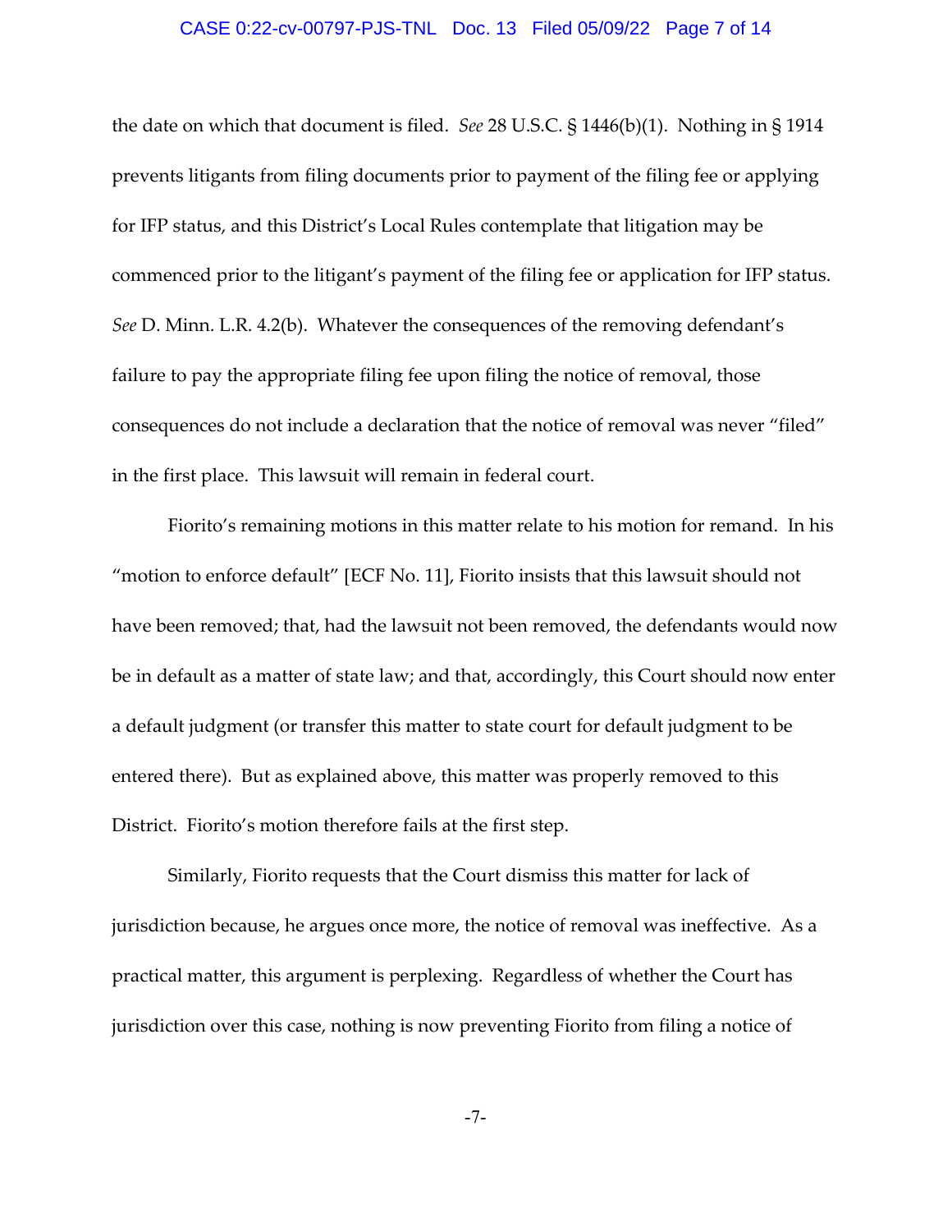the date on which that document is filed. *See* 28 U.S.C. § 1446(b)(1). Nothing in § 1914 prevents litigants from filing documents prior to payment of the filing fee or applying for IFP status, and this District's Local Rules contemplate that litigation may be commenced prior to the litigant's payment of the filing fee or application for IFP status. *See* D. Minn. L.R. 4.2(b). Whatever the consequences of the removing defendant's failure to pay the appropriate filing fee upon filing the notice of removal, those consequences do not include a declaration that the notice of removal was never "filed" in the first place. This lawsuit will remain in federal court.

Fiorito's remaining motions in this matter relate to his motion for remand. In his "motion to enforce default" [ECF No. 11], Fiorito insists that this lawsuit should not have been removed; that, had the lawsuit not been removed, the defendants would now be in default as a matter of state law; and that, accordingly, this Court should now enter a default judgment (or transfer this matter to state court for default judgment to be entered there). But as explained above, this matter was properly removed to this District. Fiorito's motion therefore fails at the first step.

Similarly, Fiorito requests that the Court dismiss this matter for lack of jurisdiction because, he argues once more, the notice of removal was ineffective. As a practical matter, this argument is perplexing. Regardless of whether the Court has jurisdiction over this case, nothing is now preventing Fiorito from filing a notice of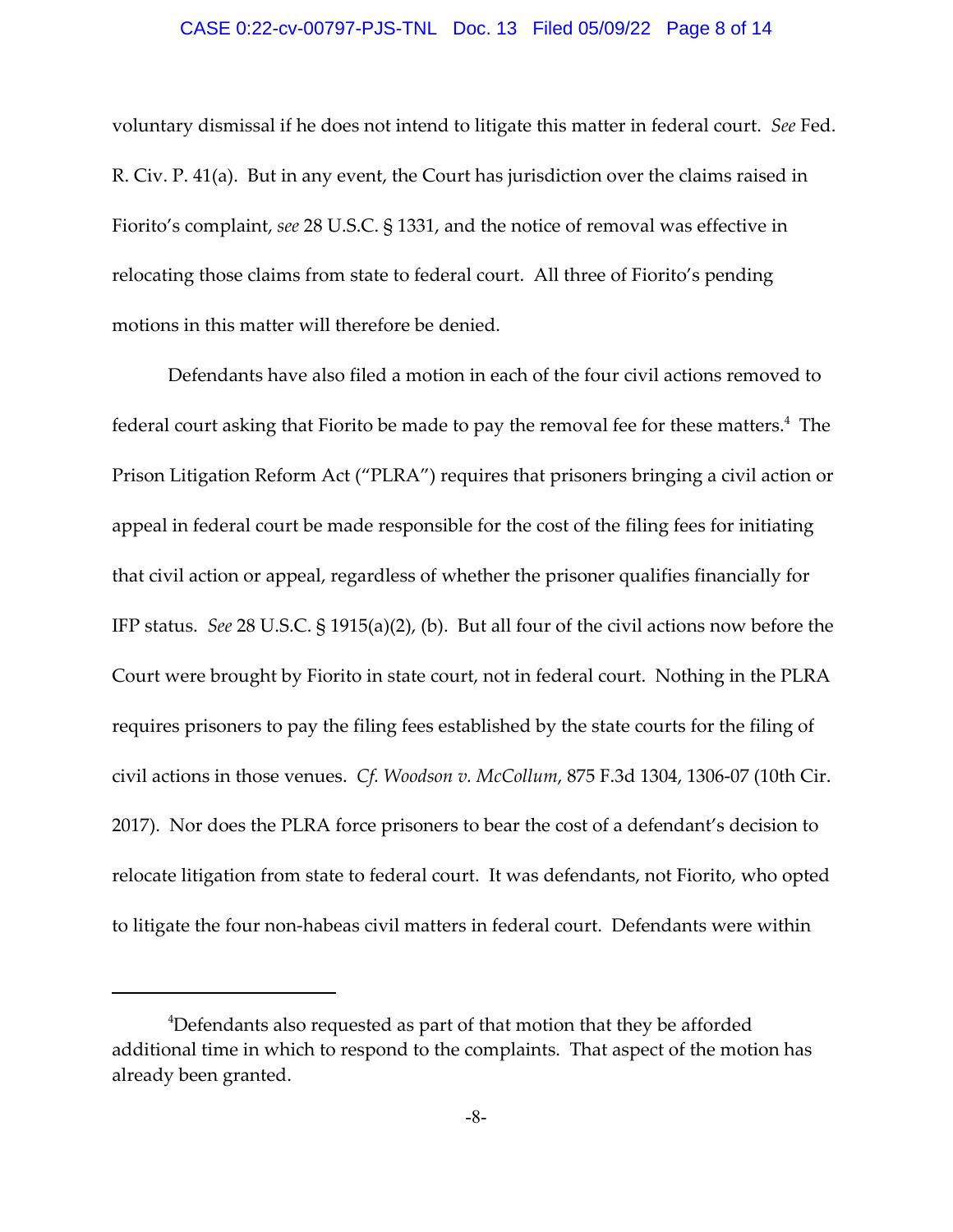voluntary dismissal if he does not intend to litigate this matter in federal court. *See* Fed. R. Civ. P. 41(a). But in any event, the Court has jurisdiction over the claims raised in Fiorito's complaint, *see* 28 U.S.C. § 1331, and the notice of removal was effective in relocating those claims from state to federal court. All three of Fiorito's pending motions in this matter will therefore be denied.

Defendants have also filed a motion in each of the four civil actions removed to federal court asking that Fiorito be made to pay the removal fee for these matters.[4] The Prison Litigation Reform Act ("PLRA") requires that prisoners bringing a civil action or appeal in federal court be made responsible for the cost of the filing fees for initiating that civil action or appeal, regardless of whether the prisoner qualifies financially for IFP status. *See* 28 U.S.C. § 1915(a)(2), (b). But all four of the civil actions now before the Court were brought by Fiorito in state court, not in federal court. Nothing in the PLRA requires prisoners to pay the filing fees established by the state courts for the filing of civil actions in those venues. *Cf. Woodson v. McCollum*, 875 F.3d 1304, 1306-07 (10th Cir. 2017). Nor does the PLRA force prisoners to bear the cost of a defendant's decision to relocate litigation from state to federal court. It was defendants, not Fiorito, who opted to litigate the four non-habeas civil matters in federal court. Defendants were within

[4] Defendants also requested as part of that motion that they be afforded additional time in which to respond to the complaints. That aspect of the motion has already been granted.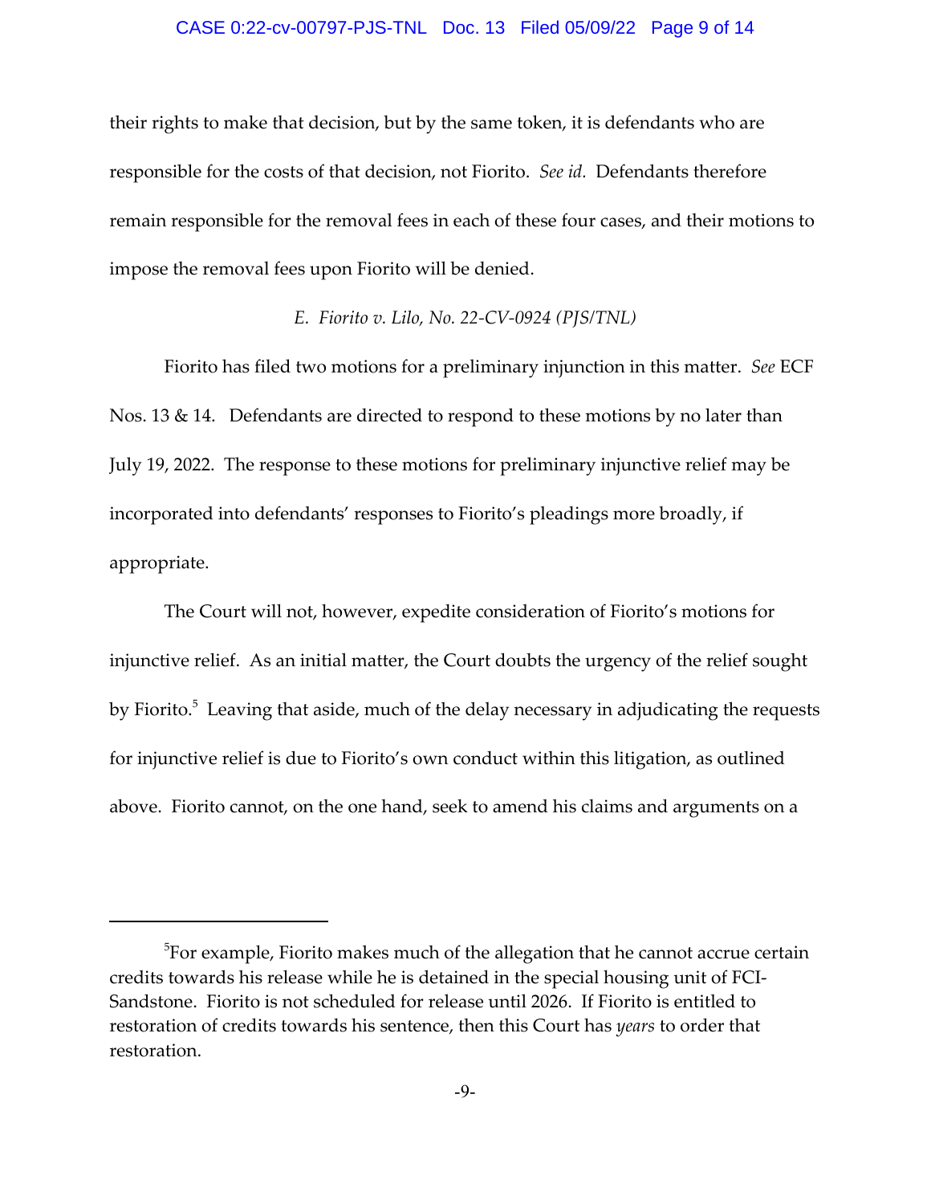their rights to make that decision, but by the same token, it is defendants who are responsible for the costs of that decision, not Fiorito. *See id.* Defendants therefore remain responsible for the removal fees in each of these four cases, and their motions to impose the removal fees upon Fiorito will be denied.

### *E. Fiorito v. Lilo, No. 22-CV-0924 (PJS/TNL)*

Fiorito has filed two motions for a preliminary injunction in this matter. *See* ECF Nos. 13 & 14. Defendants are directed to respond to these motions by no later than July 19, 2022. The response to these motions for preliminary injunctive relief may be incorporated into defendants' responses to Fiorito's pleadings more broadly, if appropriate.

The Court will not, however, expedite consideration of Fiorito's motions for injunctive relief. As an initial matter, the Court doubts the urgency of the relief sought by Fiorito.[5] Leaving that aside, much of the delay necessary in adjudicating the requests for injunctive relief is due to Fiorito's own conduct within this litigation, as outlined above. Fiorito cannot, on the one hand, seek to amend his claims and arguments on a

---

[5]For example, Fiorito makes much of the allegation that he cannot accrue certain credits towards his release while he is detained in the special housing unit of FCI-Sandstone. Fiorito is not scheduled for release until 2026. If Fiorito is entitled to restoration of credits towards his sentence, then this Court has *years* to order that restoration.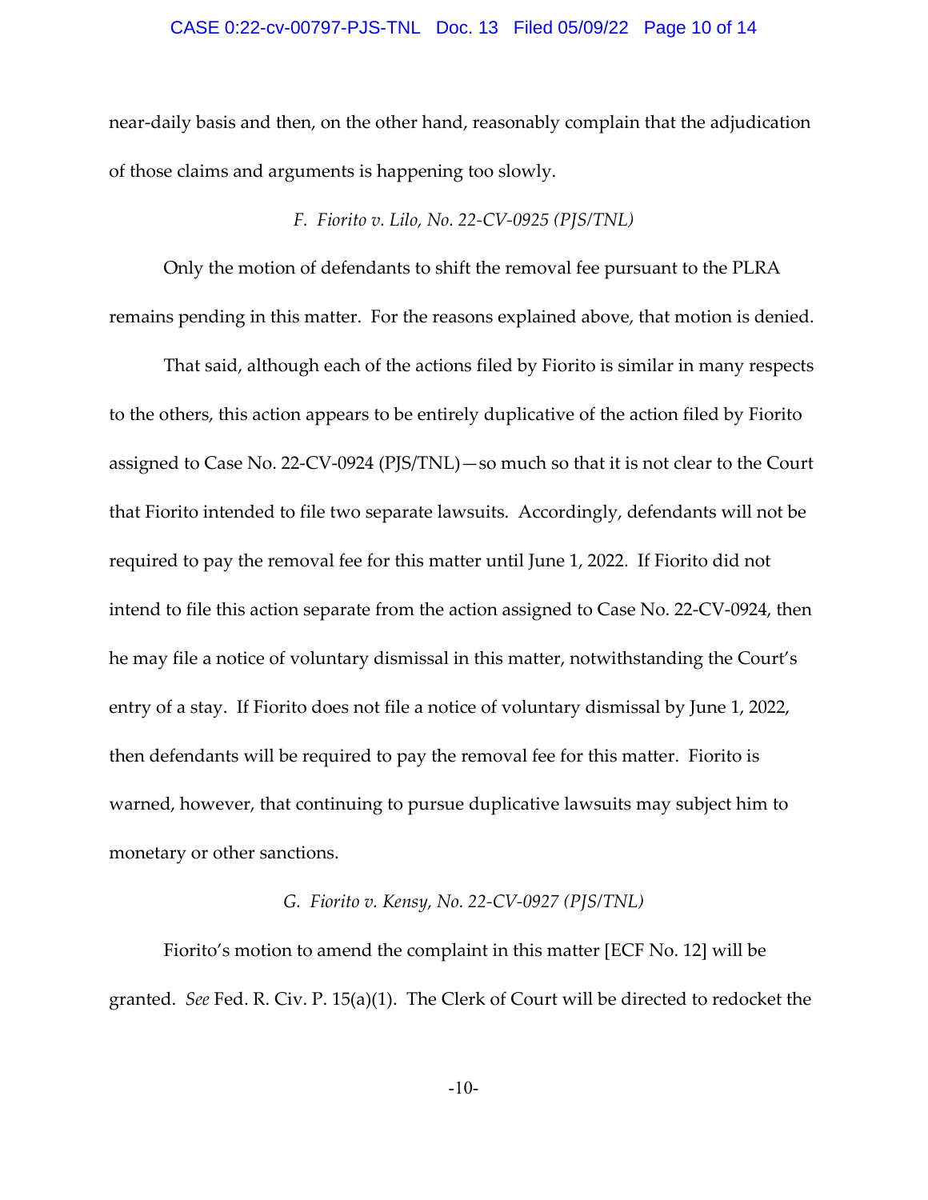near-daily basis and then, on the other hand, reasonably complain that the adjudication of those claims and arguments is happening too slowly.

### *F. Fiorito v. Lilo, No. 22-CV-0925 (PJS/TNL)*

Only the motion of defendants to shift the removal fee pursuant to the PLRA remains pending in this matter. For the reasons explained above, that motion is denied.

That said, although each of the actions filed by Fiorito is similar in many respects to the others, this action appears to be entirely duplicative of the action filed by Fiorito assigned to Case No. 22-CV-0924 (PJS/TNL)—so much so that it is not clear to the Court that Fiorito intended to file two separate lawsuits. Accordingly, defendants will not be required to pay the removal fee for this matter until June 1, 2022. If Fiorito did not intend to file this action separate from the action assigned to Case No. 22-CV-0924, then he may file a notice of voluntary dismissal in this matter, notwithstanding the Court's entry of a stay. If Fiorito does not file a notice of voluntary dismissal by June 1, 2022, then defendants will be required to pay the removal fee for this matter. Fiorito is warned, however, that continuing to pursue duplicative lawsuits may subject him to monetary or other sanctions.

### *G. Fiorito v. Kensy, No. 22-CV-0927 (PJS/TNL)*

Fiorito's motion to amend the complaint in this matter [ECF No. 12] will be granted. *See* Fed. R. Civ. P. 15(a)(1). The Clerk of Court will be directed to redocket the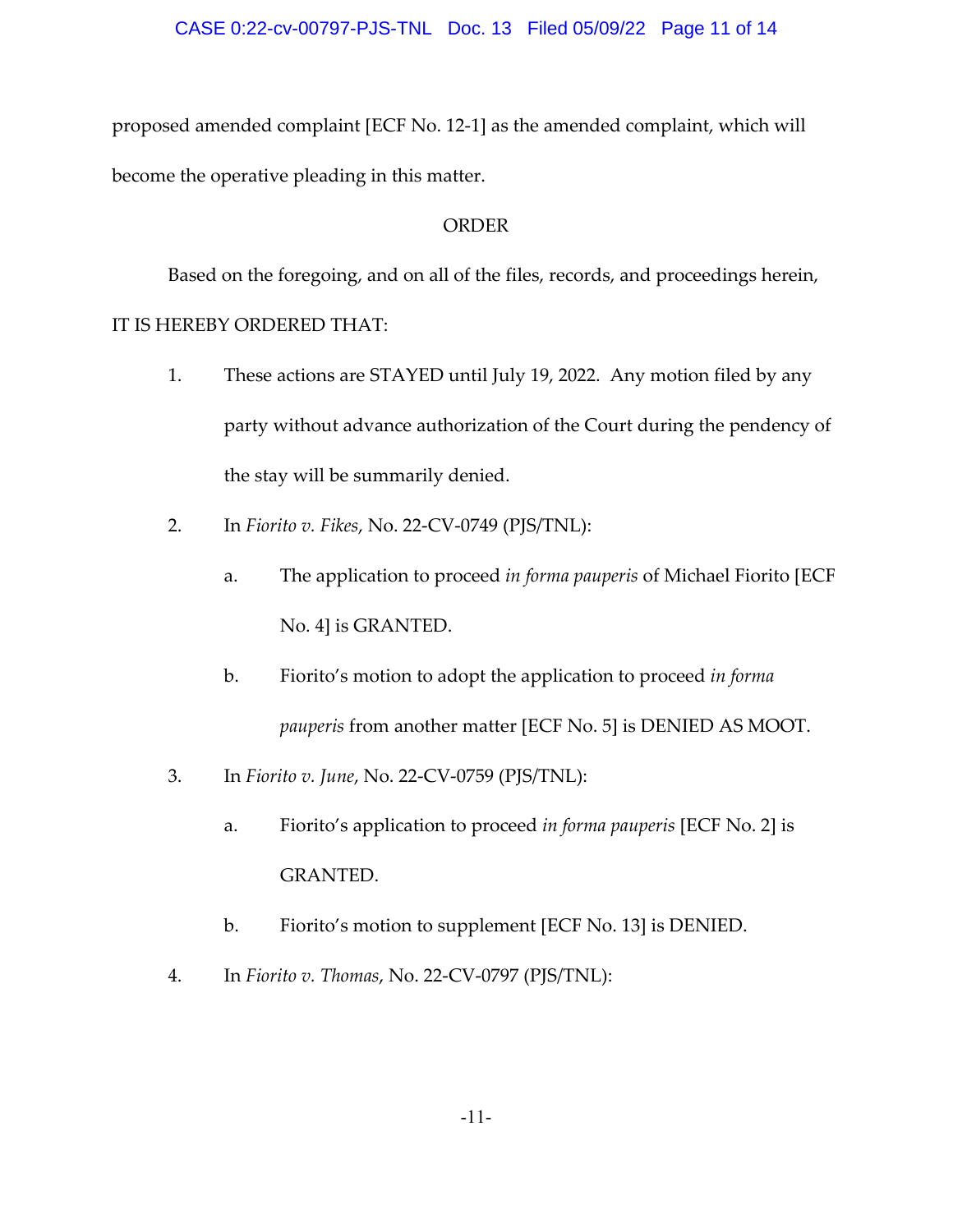proposed amended complaint [ECF No. 12-1] as the amended complaint, which will become the operative pleading in this matter.

ORDER

Based on the foregoing, and on all of the files, records, and proceedings herein, IT IS HEREBY ORDERED THAT:

1. These actions are STAYED until July 19, 2022. Any motion filed by any party without advance authorization of the Court during the pendency of the stay will be summarily denied.

2. In *Fiorito v. Fikes*, No. 22-CV-0749 (PJS/TNL):

   a. The application to proceed *in forma pauperis* of Michael Fiorito [ECF No. 4] is GRANTED.

   b. Fiorito's motion to adopt the application to proceed *in forma pauperis* from another matter [ECF No. 5] is DENIED AS MOOT.

3. In *Fiorito v. June*, No. 22-CV-0759 (PJS/TNL):

   a. Fiorito's application to proceed *in forma pauperis* [ECF No. 2] is GRANTED.

   b. Fiorito's motion to supplement [ECF No. 13] is DENIED.

4. In *Fiorito v. Thomas*, No. 22-CV-0797 (PJS/TNL):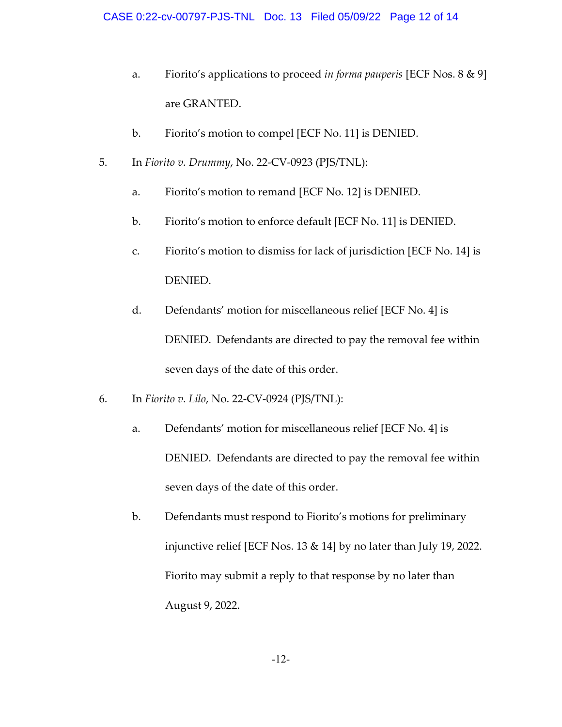a. Fiorito's applications to proceed *in forma pauperis* [ECF Nos. 8 & 9] are GRANTED.

b. Fiorito's motion to compel [ECF No. 11] is DENIED.

5. In *Fiorito v. Drummy*, No. 22-CV-0923 (PJS/TNL):

   a. Fiorito's motion to remand [ECF No. 12] is DENIED.

   b. Fiorito's motion to enforce default [ECF No. 11] is DENIED.

   c. Fiorito's motion to dismiss for lack of jurisdiction [ECF No. 14] is DENIED.

   d. Defendants' motion for miscellaneous relief [ECF No. 4] is DENIED. Defendants are directed to pay the removal fee within seven days of the date of this order.

6. In *Fiorito v. Lilo*, No. 22-CV-0924 (PJS/TNL):

   a. Defendants' motion for miscellaneous relief [ECF No. 4] is DENIED. Defendants are directed to pay the removal fee within seven days of the date of this order.

   b. Defendants must respond to Fiorito's motions for preliminary injunctive relief [ECF Nos. 13 & 14] by no later than July 19, 2022. Fiorito may submit a reply to that response by no later than August 9, 2022.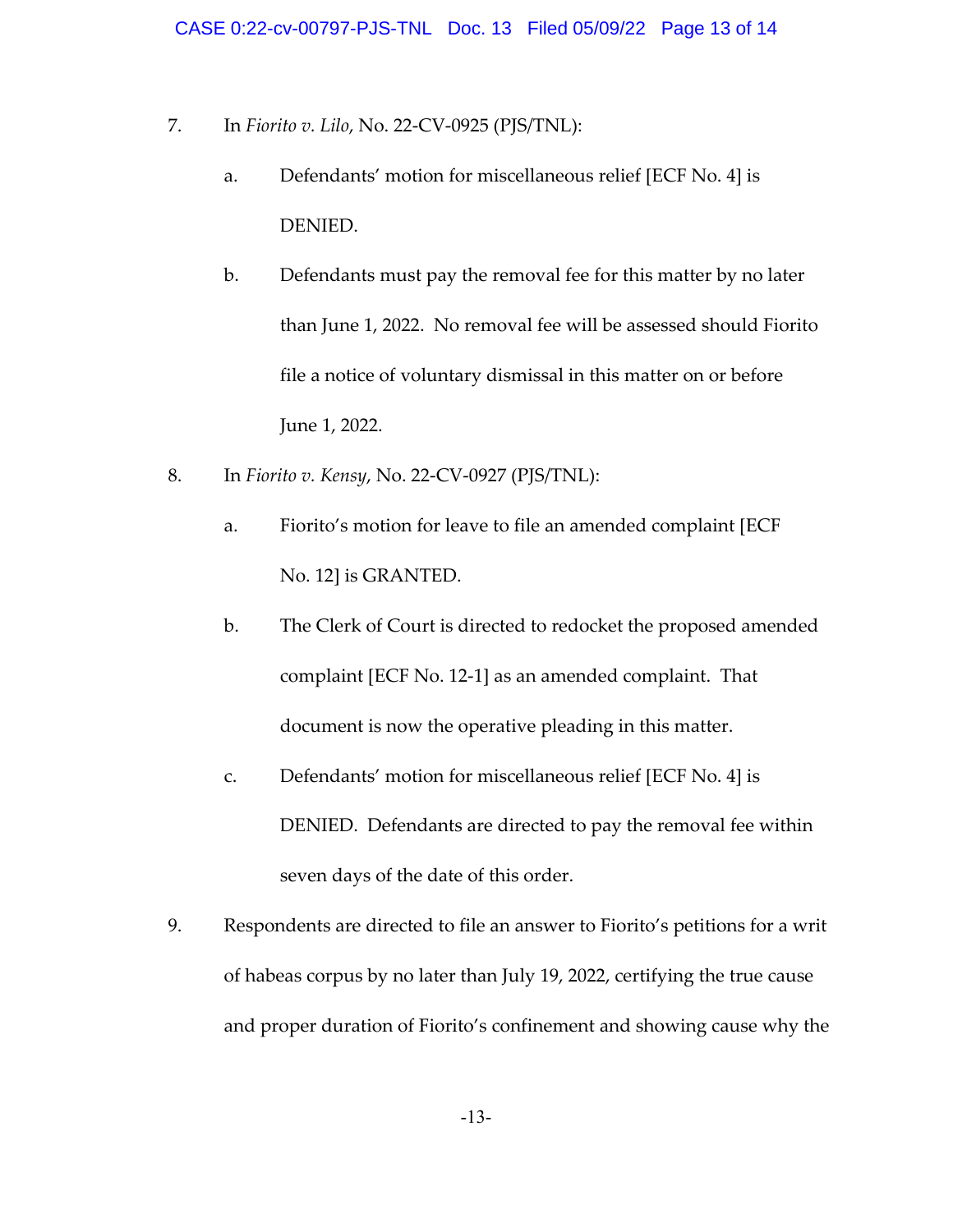7. In *Fiorito v. Lilo*, No. 22-CV-0925 (PJS/TNL):

   a. Defendants' motion for miscellaneous relief [ECF No. 4] is DENIED.

   b. Defendants must pay the removal fee for this matter by no later than June 1, 2022. No removal fee will be assessed should Fiorito file a notice of voluntary dismissal in this matter on or before June 1, 2022.

8. In *Fiorito v. Kensy*, No. 22-CV-0927 (PJS/TNL):

   a. Fiorito's motion for leave to file an amended complaint [ECF No. 12] is GRANTED.

   b. The Clerk of Court is directed to redocket the proposed amended complaint [ECF No. 12-1] as an amended complaint. That document is now the operative pleading in this matter.

   c. Defendants' motion for miscellaneous relief [ECF No. 4] is DENIED. Defendants are directed to pay the removal fee within seven days of the date of this order.

9. Respondents are directed to file an answer to Fiorito's petitions for a writ of habeas corpus by no later than July 19, 2022, certifying the true cause and proper duration of Fiorito's confinement and showing cause why the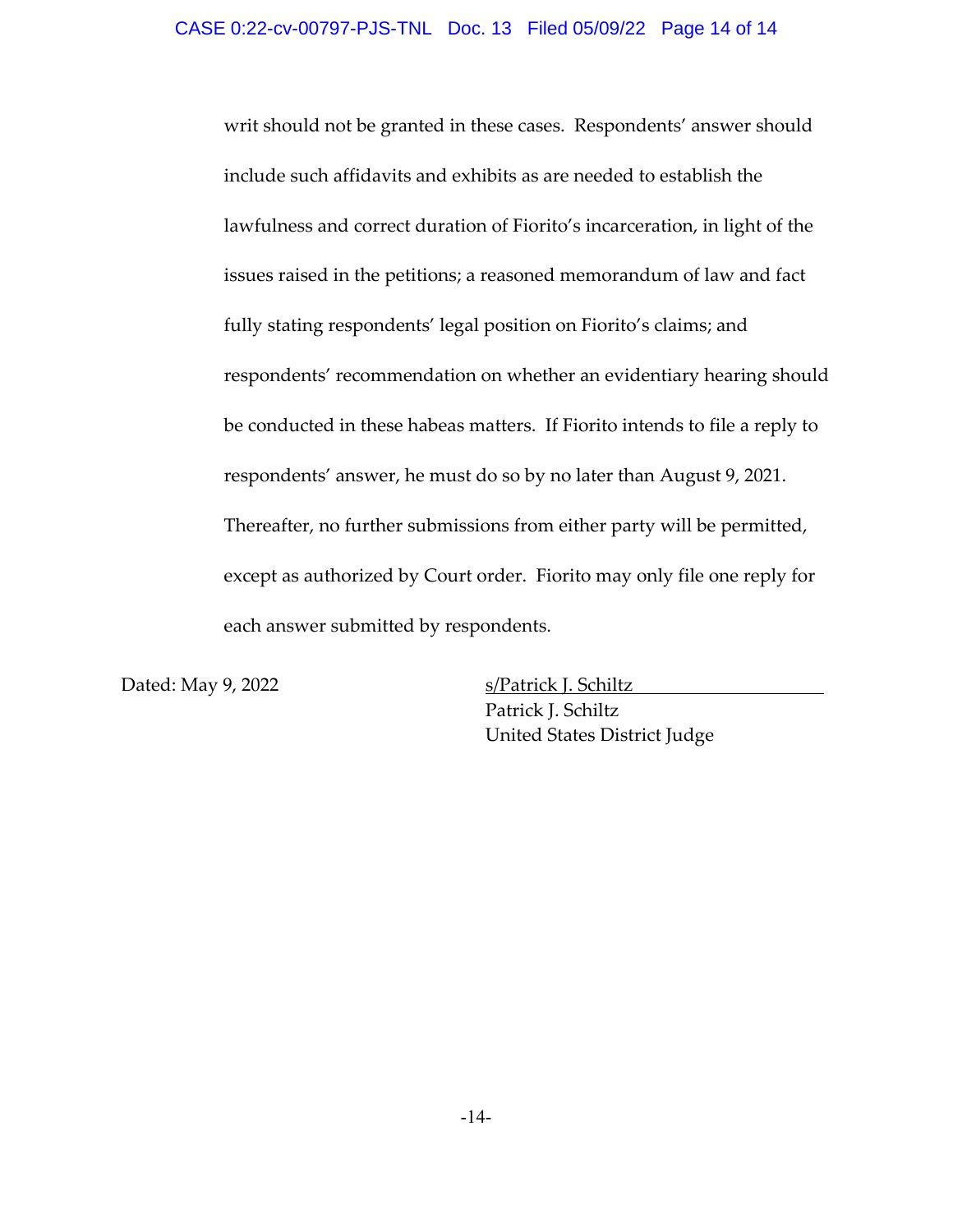writ should not be granted in these cases. Respondents' answer should include such affidavits and exhibits as are needed to establish the lawfulness and correct duration of Fiorito's incarceration, in light of the issues raised in the petitions; a reasoned memorandum of law and fact fully stating respondents' legal position on Fiorito's claims; and respondents' recommendation on whether an evidentiary hearing should be conducted in these habeas matters. If Fiorito intends to file a reply to respondents' answer, he must do so by no later than August 9, 2021. Thereafter, no further submissions from either party will be permitted, except as authorized by Court order. Fiorito may only file one reply for each answer submitted by respondents.

Dated: May 9, 2022

s/Patrick J. Schiltz
Patrick J. Schiltz
United States District Judge